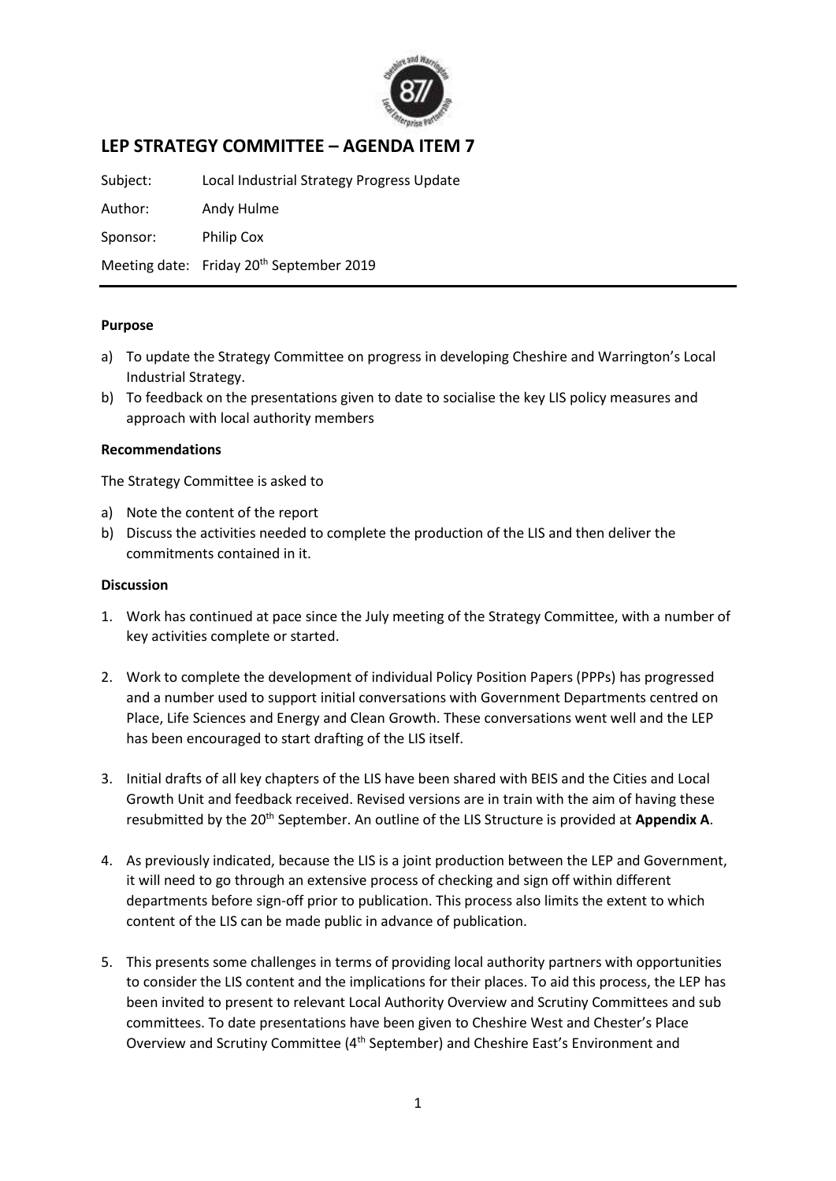# LEP STRATEGY COMMITTEE – AGENDA ITEM 7

Subject: Local Industrial Strategy Progress Update

Author: Andy Hulme

Sponsor: Philip Cox

Meeting date: Friday 20th September 2019

**Purpose**

a) To update the Strategy Committee on progress in developing Cheshire and Warrington's Local Industrial Strategy.
b) To feedback on the presentations given to date to socialise the key LIS policy measures and approach with local authority members

**Recommendations**

The Strategy Committee is asked to

a) Note the content of the report
b) Discuss the activities needed to complete the production of the LIS and then deliver the commitments contained in it.

**Discussion**

1. Work has continued at pace since the July meeting of the Strategy Committee, with a number of key activities complete or started.

2. Work to complete the development of individual Policy Position Papers (PPPs) has progressed and a number used to support initial conversations with Government Departments centred on Place, Life Sciences and Energy and Clean Growth. These conversations went well and the LEP has been encouraged to start drafting of the LIS itself.

3. Initial drafts of all key chapters of the LIS have been shared with BEIS and the Cities and Local Growth Unit and feedback received. Revised versions are in train with the aim of having these resubmitted by the 20th September. An outline of the LIS Structure is provided at **Appendix A**.

4. As previously indicated, because the LIS is a joint production between the LEP and Government, it will need to go through an extensive process of checking and sign off within different departments before sign-off prior to publication. This process also limits the extent to which content of the LIS can be made public in advance of publication.

5. This presents some challenges in terms of providing local authority partners with opportunities to consider the LIS content and the implications for their places. To aid this process, the LEP has been invited to present to relevant Local Authority Overview and Scrutiny Committees and sub committees. To date presentations have been given to Cheshire West and Chester's Place Overview and Scrutiny Committee (4th September) and Cheshire East's Environment and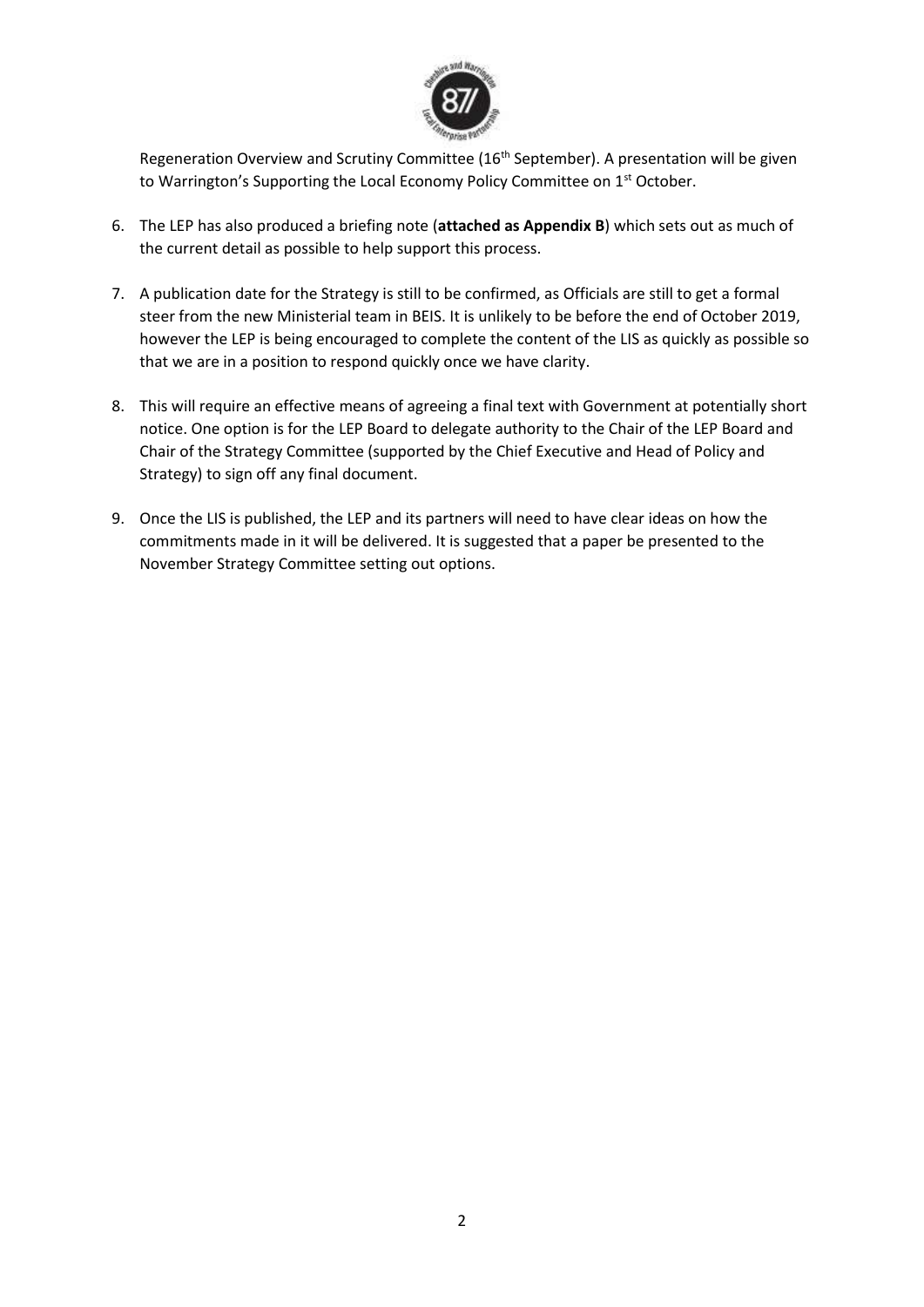Regeneration Overview and Scrutiny Committee (16th September). A presentation will be given to Warrington's Supporting the Local Economy Policy Committee on 1st October.

6. The LEP has also produced a briefing note (**attached as Appendix B**) which sets out as much of the current detail as possible to help support this process.

7. A publication date for the Strategy is still to be confirmed, as Officials are still to get a formal steer from the new Ministerial team in BEIS. It is unlikely to be before the end of October 2019, however the LEP is being encouraged to complete the content of the LIS as quickly as possible so that we are in a position to respond quickly once we have clarity.

8. This will require an effective means of agreeing a final text with Government at potentially short notice. One option is for the LEP Board to delegate authority to the Chair of the LEP Board and Chair of the Strategy Committee (supported by the Chief Executive and Head of Policy and Strategy) to sign off any final document.

9. Once the LIS is published, the LEP and its partners will need to have clear ideas on how the commitments made in it will be delivered. It is suggested that a paper be presented to the November Strategy Committee setting out options.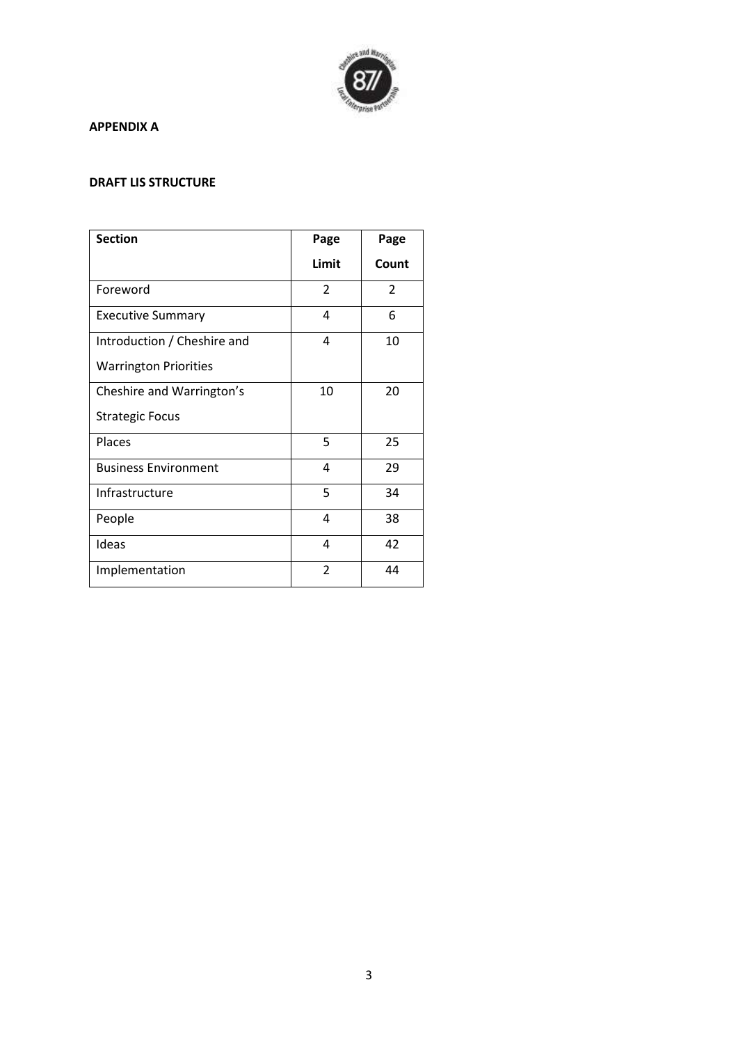**APPENDIX A**

**DRAFT LIS STRUCTURE**

| Section | Page Limit | Page Count |
|---|---|---|
| Foreword | 2 | 2 |
| Executive Summary | 4 | 6 |
| Introduction / Cheshire and Warrington Priorities | 4 | 10 |
| Cheshire and Warrington's Strategic Focus | 10 | 20 |
| Places | 5 | 25 |
| Business Environment | 4 | 29 |
| Infrastructure | 5 | 34 |
| People | 4 | 38 |
| Ideas | 4 | 42 |
| Implementation | 2 | 44 |